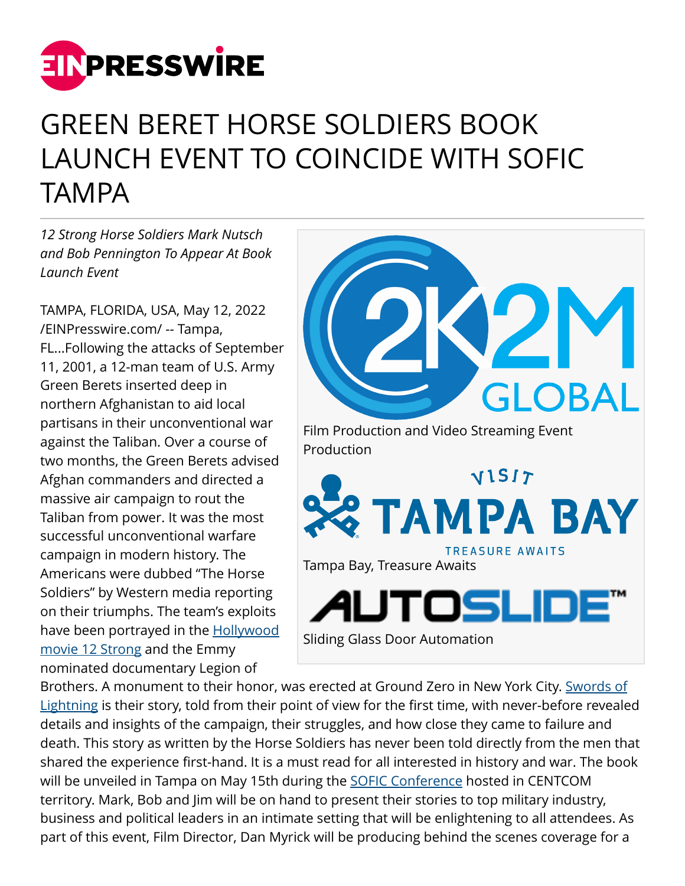# GREEN BERET HORSE SOLDIERS BOOK LAUNCH EVENT TO COINCIDE WITH SOFIC TAMPA

*12 Strong Horse Soldiers Mark Nutsch and Bob Pennington To Appear At Book Launch Event*

Film Production and Video Streaming Event Production

Tampa Bay, Treasure Awaits

Sliding Glass Door Automation

TAMPA, FLORIDA, USA, May 12, 2022 /EINPresswire.com/ -- Tampa, FL...Following the attacks of September 11, 2001, a 12-man team of U.S. Army Green Berets inserted deep in northern Afghanistan to aid local partisans in their unconventional war against the Taliban. Over a course of two months, the Green Berets advised Afghan commanders and directed a massive air campaign to rout the Taliban from power. It was the most successful unconventional warfare campaign in modern history. The Americans were dubbed "The Horse Soldiers" by Western media reporting on their triumphs. The team's exploits have been portrayed in the Hollywood movie 12 Strong and the Emmy nominated documentary Legion of Brothers. A monument to their honor, was erected at Ground Zero in New York City. Swords of Lightning is their story, told from their point of view for the first time, with never-before revealed details and insights of the campaign, their struggles, and how close they came to failure and death. This story as written by the Horse Soldiers has never been told directly from the men that shared the experience first-hand. It is a must read for all interested in history and war. The book will be unveiled in Tampa on May 15th during the SOFIC Conference hosted in CENTCOM territory. Mark, Bob and Jim will be on hand to present their stories to top military industry, business and political leaders in an intimate setting that will be enlightening to all attendees. As part of this event, Film Director, Dan Myrick will be producing behind the scenes coverage for a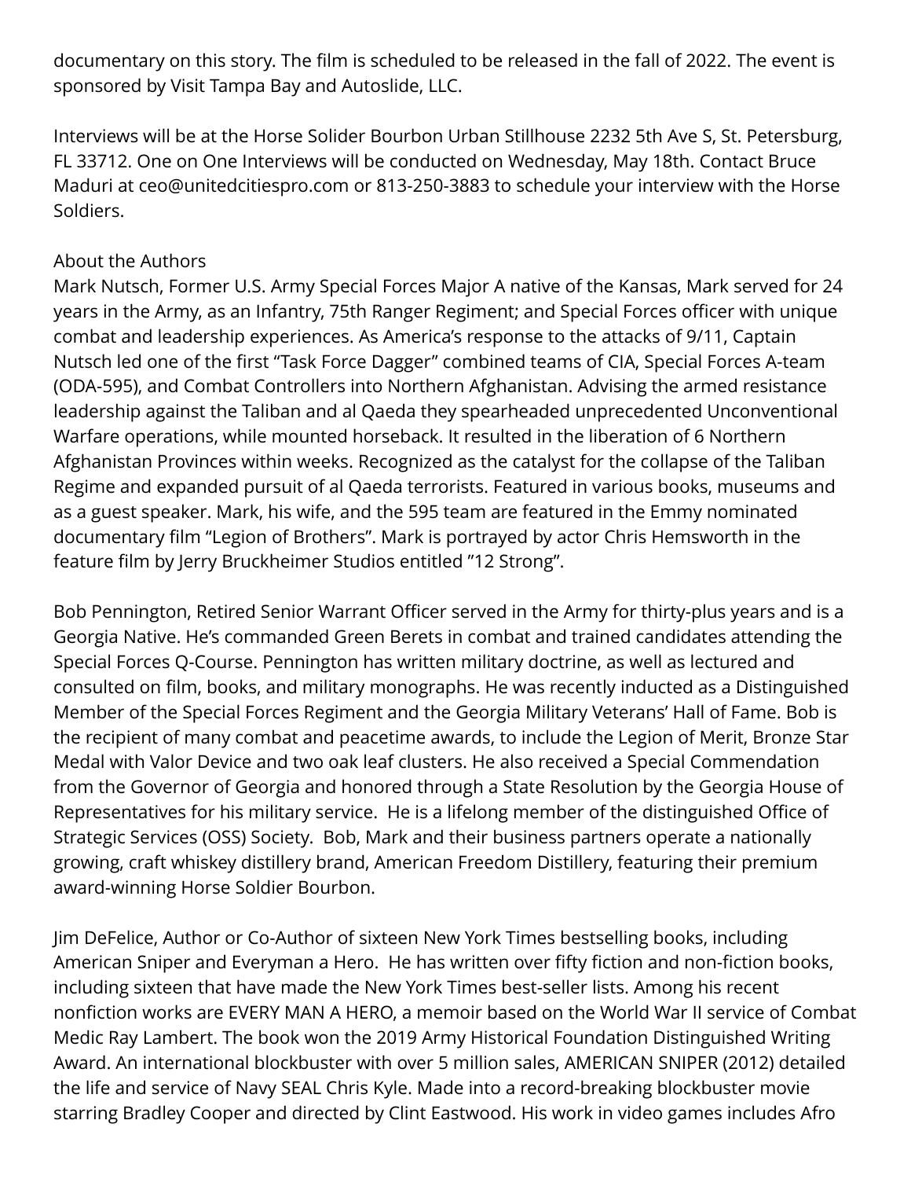documentary on this story. The film is scheduled to be released in the fall of 2022. The event is sponsored by Visit Tampa Bay and Autoslide, LLC.

Interviews will be at the Horse Solider Bourbon Urban Stillhouse 2232 5th Ave S, St. Petersburg, FL 33712. One on One Interviews will be conducted on Wednesday, May 18th. Contact Bruce Maduri at ceo@unitedcitiespro.com or 813-250-3883 to schedule your interview with the Horse Soldiers.

About the Authors

Mark Nutsch, Former U.S. Army Special Forces Major A native of the Kansas, Mark served for 24 years in the Army, as an Infantry, 75th Ranger Regiment; and Special Forces officer with unique combat and leadership experiences. As America's response to the attacks of 9/11, Captain Nutsch led one of the first "Task Force Dagger" combined teams of CIA, Special Forces A-team (ODA-595), and Combat Controllers into Northern Afghanistan. Advising the armed resistance leadership against the Taliban and al Qaeda they spearheaded unprecedented Unconventional Warfare operations, while mounted horseback. It resulted in the liberation of 6 Northern Afghanistan Provinces within weeks. Recognized as the catalyst for the collapse of the Taliban Regime and expanded pursuit of al Qaeda terrorists. Featured in various books, museums and as a guest speaker. Mark, his wife, and the 595 team are featured in the Emmy nominated documentary film "Legion of Brothers". Mark is portrayed by actor Chris Hemsworth in the feature film by Jerry Bruckheimer Studios entitled "12 Strong".

Bob Pennington, Retired Senior Warrant Officer served in the Army for thirty-plus years and is a Georgia Native. He's commanded Green Berets in combat and trained candidates attending the Special Forces Q-Course. Pennington has written military doctrine, as well as lectured and consulted on film, books, and military monographs. He was recently inducted as a Distinguished Member of the Special Forces Regiment and the Georgia Military Veterans' Hall of Fame. Bob is the recipient of many combat and peacetime awards, to include the Legion of Merit, Bronze Star Medal with Valor Device and two oak leaf clusters. He also received a Special Commendation from the Governor of Georgia and honored through a State Resolution by the Georgia House of Representatives for his military service. He is a lifelong member of the distinguished Office of Strategic Services (OSS) Society. Bob, Mark and their business partners operate a nationally growing, craft whiskey distillery brand, American Freedom Distillery, featuring their premium award-winning Horse Soldier Bourbon.

Jim DeFelice, Author or Co-Author of sixteen New York Times bestselling books, including American Sniper and Everyman a Hero. He has written over fifty fiction and non-fiction books, including sixteen that have made the New York Times best-seller lists. Among his recent nonfiction works are EVERY MAN A HERO, a memoir based on the World War II service of Combat Medic Ray Lambert. The book won the 2019 Army Historical Foundation Distinguished Writing Award. An international blockbuster with over 5 million sales, AMERICAN SNIPER (2012) detailed the life and service of Navy SEAL Chris Kyle. Made into a record-breaking blockbuster movie starring Bradley Cooper and directed by Clint Eastwood. His work in video games includes Afro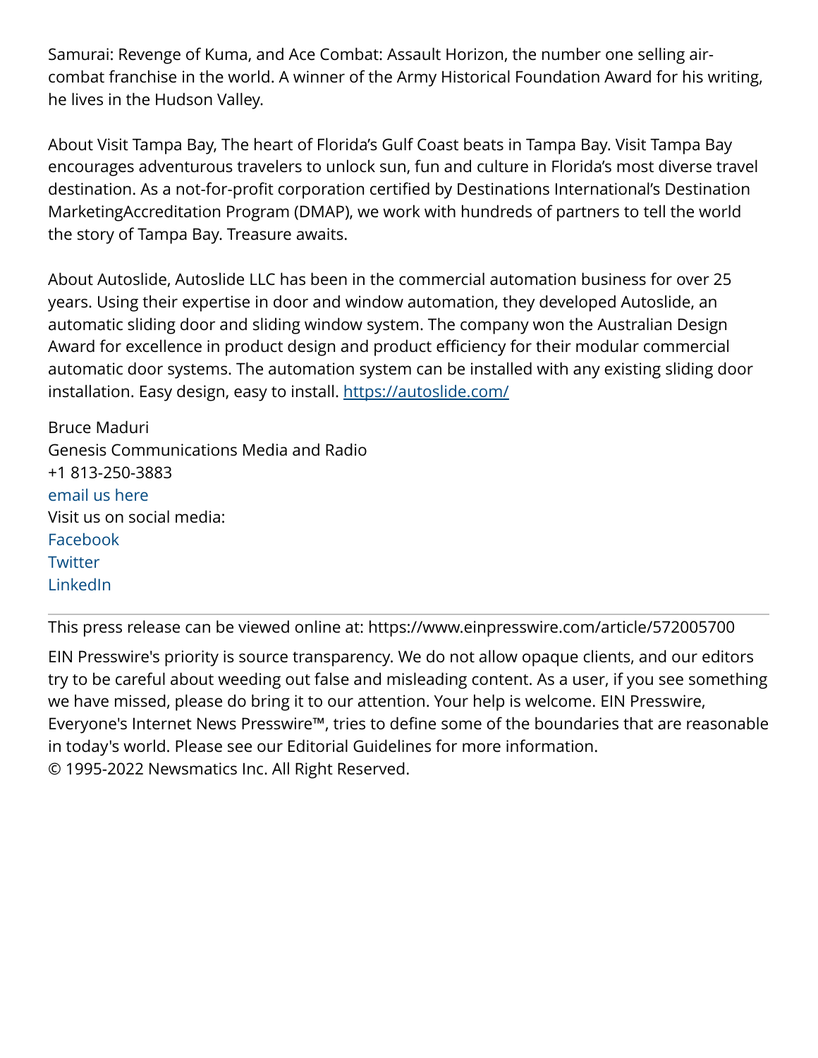Samurai: Revenge of Kuma, and Ace Combat: Assault Horizon, the number one selling air-combat franchise in the world. A winner of the Army Historical Foundation Award for his writing, he lives in the Hudson Valley.

About Visit Tampa Bay, The heart of Florida's Gulf Coast beats in Tampa Bay. Visit Tampa Bay encourages adventurous travelers to unlock sun, fun and culture in Florida's most diverse travel destination. As a not-for-profit corporation certified by Destinations International's Destination MarketingAccreditation Program (DMAP), we work with hundreds of partners to tell the world the story of Tampa Bay. Treasure awaits.

About Autoslide, Autoslide LLC has been in the commercial automation business for over 25 years. Using their expertise in door and window automation, they developed Autoslide, an automatic sliding door and sliding window system. The company won the Australian Design Award for excellence in product design and product efficiency for their modular commercial automatic door systems. The automation system can be installed with any existing sliding door installation. Easy design, easy to install. https://autoslide.com/

Bruce Maduri
Genesis Communications Media and Radio
+1 813-250-3883
email us here
Visit us on social media:
Facebook
Twitter
LinkedIn

---

This press release can be viewed online at: https://www.einpresswire.com/article/572005700

EIN Presswire's priority is source transparency. We do not allow opaque clients, and our editors try to be careful about weeding out false and misleading content. As a user, if you see something we have missed, please do bring it to our attention. Your help is welcome. EIN Presswire, Everyone's Internet News Presswire™, tries to define some of the boundaries that are reasonable in today's world. Please see our Editorial Guidelines for more information.
© 1995-2022 Newsmatics Inc. All Right Reserved.